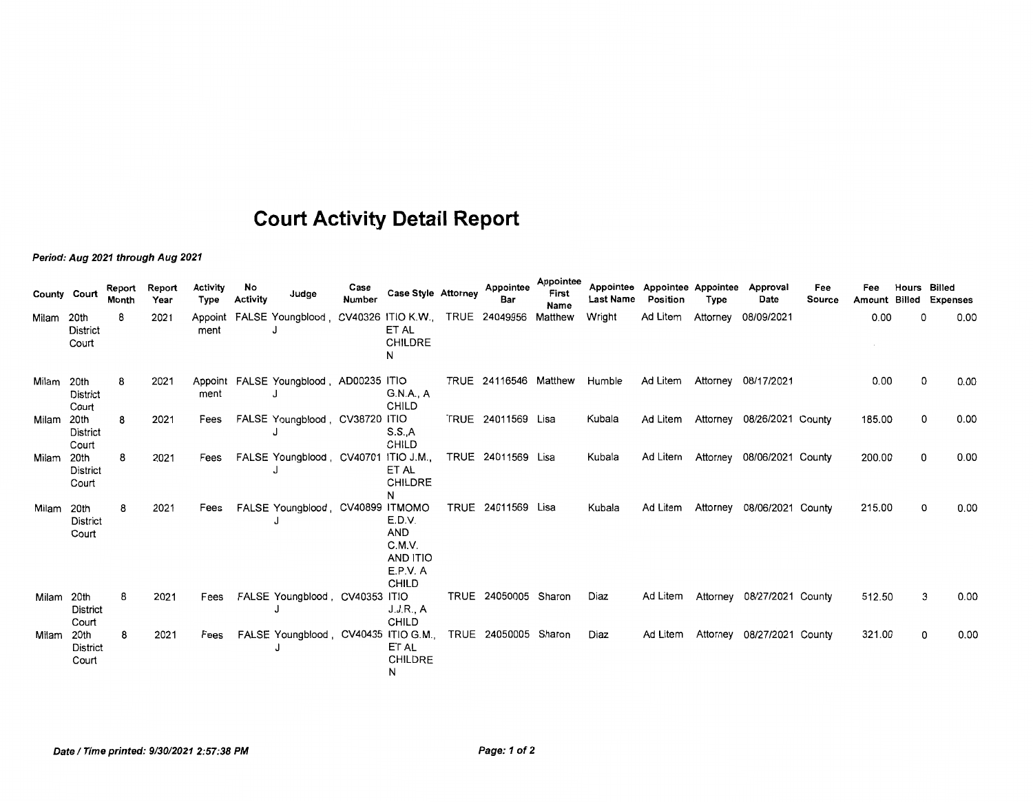# Court Activity Detail Report

***Period: Aug 2021 through Aug 2021***

| County | Court | Report Month | Report Year | Activity Type | No Activity | Judge | Case Number | Case Style | Attorney | Appointee Bar | Appointee First Name | Appointee Last Name | Appointee Position | Appointee Type | Approval Date | Fee Source | Fee Amount | Hours Billed | Billed Expenses |
|---|---|---|---|---|---|---|---|---|---|---|---|---|---|---|---|---|---|---|---|
| Milam | 20th District Court | 8 | 2021 | Appointment | FALSE | Youngblood , J | CV40326 | ITIO K.W., ET AL CHILDREN | TRUE | 24049956 | Matthew | Wright | Ad Litem | Attorney | 08/09/2021 | | 0.00 | 0 | 0.00 |
| Milam | 20th District Court | 8 | 2021 | Appointment | FALSE | Youngblood , J | AD00235 | ITIO G.N.A., A CHILD | TRUE | 24116546 | Matthew | Humble | Ad Litem | Attorney | 08/17/2021 | | 0.00 | 0 | 0.00 |
| Milam | 20th District Court | 8 | 2021 | Fees | FALSE | Youngblood , J | CV38720 | ITIO S.S.,A CHILD | TRUE | 24011569 | Lisa | Kubala | Ad Litem | Attorney | 08/26/2021 | County | 185.00 | 0 | 0.00 |
| Milam | 20th District Court | 8 | 2021 | Fees | FALSE | Youngblood , J | CV40701 | ITIO J.M., ET AL CHILDREN | TRUE | 24011569 | Lisa | Kubala | Ad Litem | Attorney | 08/06/2021 | County | 200.00 | 0 | 0.00 |
| Milam | 20th District Court | 8 | 2021 | Fees | FALSE | Youngblood , J | CV40899 | ITMOMO E.D.V. AND C.M.V. AND ITIO E.P.V. A CHILD | TRUE | 24011569 | Lisa | Kubala | Ad Litem | Attorney | 08/06/2021 | County | 215.00 | 0 | 0.00 |
| Milam | 20th District Court | 8 | 2021 | Fees | FALSE | Youngblood , J | CV40353 | ITIO J.J.R., A CHILD | TRUE | 24050005 | Sharon | Diaz | Ad Litem | Attorney | 08/27/2021 | County | 512.50 | 3 | 0.00 |
| Milam | 20th District Court | 8 | 2021 | Fees | FALSE | Youngblood , J | CV40435 | ITIO G.M., ET AL CHILDREN | TRUE | 24050005 | Sharon | Diaz | Ad Litem | Attorney | 08/27/2021 | County | 321.00 | 0 | 0.00 |

***Date / Time printed: 9/30/2021 2:57:38 PM***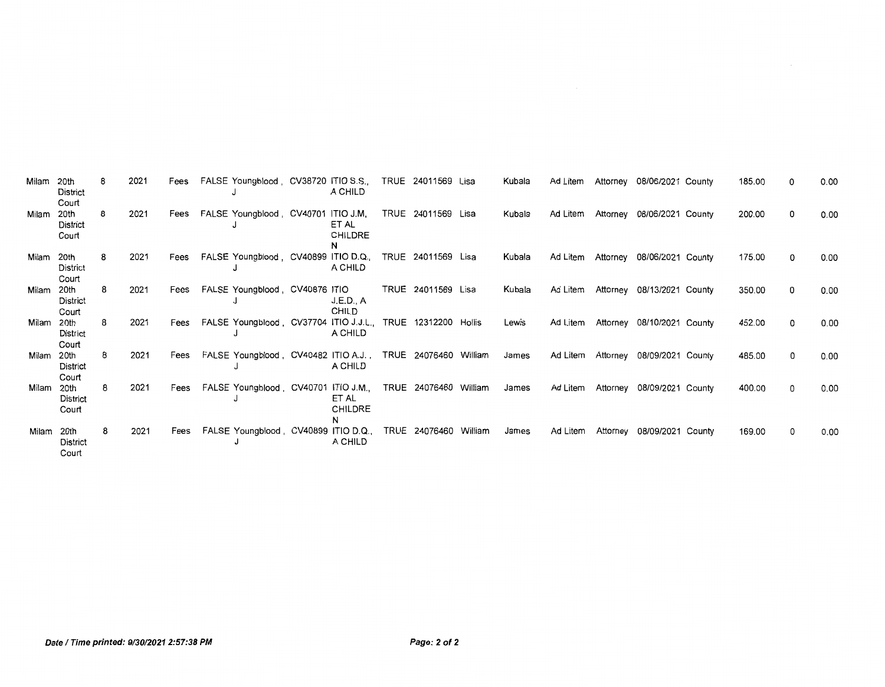| | | | | | | | | | | | | | | | | | | | |
|---|---|---|---|---|---|---|---|---|---|---|---|---|---|---|---|---|---|---|---|
| Milam | 20th District Court | 8 | 2021 | Fees | FALSE | Youngblood , J | CV38720 | ITIO S.S., A CHILD | TRUE | 24011569 | Lisa | Kubala | Ad Litem | Attorney | 08/06/2021 | County | 185.00 | 0 | 0.00 |
| Milam | 20th District Court | 8 | 2021 | Fees | FALSE | Youngblood , J | CV40701 | ITIO J.M, ET AL CHILDREN | TRUE | 24011569 | Lisa | Kubala | Ad Litem | Attorney | 08/06/2021 | County | 200.00 | 0 | 0.00 |
| Milam | 20th District Court | 8 | 2021 | Fees | FALSE | Youngblood , J | CV40899 | ITIO D.Q., A CHILD | TRUE | 24011569 | Lisa | Kubala | Ad Litem | Attorney | 08/06/2021 | County | 175.00 | 0 | 0.00 |
| Milam | 20th District Court | 8 | 2021 | Fees | FALSE | Youngblood , J | CV40876 | ITIO J.E.D., A CHILD | TRUE | 24011569 | Lisa | Kubala | Ad Litem | Attorney | 08/13/2021 | County | 350.00 | 0 | 0.00 |
| Milam | 20th District Court | 8 | 2021 | Fees | FALSE | Youngblood , J | CV37704 | ITIO J.J.L., A CHILD | TRUE | 12312200 | Hollis | Lewis | Ad Litem | Attorney | 08/10/2021 | County | 452.00 | 0 | 0.00 |
| Milam | 20th District Court | 8 | 2021 | Fees | FALSE | Youngblood , J | CV40482 | ITIO A.J. , A CHILD | TRUE | 24076460 | William | James | Ad Litem | Attorney | 08/09/2021 | County | 485.00 | 0 | 0.00 |
| Milam | 20th District Court | 8 | 2021 | Fees | FALSE | Youngblood , J | CV40701 | ITIO J.M., ET AL CHILDREN | TRUE | 24076460 | William | James | Ad Litem | Attorney | 08/09/2021 | County | 400.00 | 0 | 0.00 |
| Milam | 20th District Court | 8 | 2021 | Fees | FALSE | Youngblood , J | CV40899 | ITIO D.Q., A CHILD | TRUE | 24076460 | William | James | Ad Litem | Attorney | 08/09/2021 | County | 169.00 | 0 | 0.00 |

*Date / Time printed: 9/30/2021 2:57:38 PM*